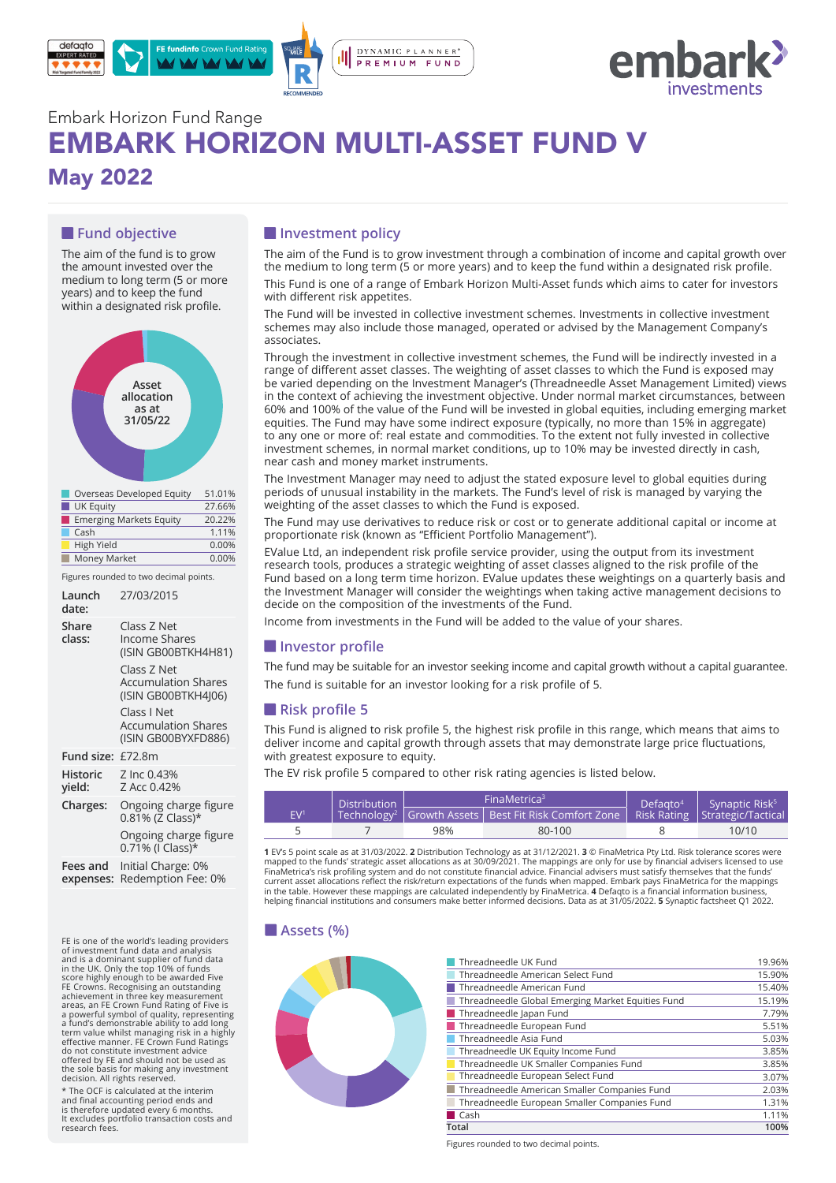Embark Horizon Fund Range

# EMBARK HORIZON MULTI-ASSET FUND V

## May 2022

## Fund objective

The aim of the fund is to grow the amount invested over the medium to long term (5 or more years) and to keep the fund within a designated risk profile.

Asset allocation as at 31/05/22

| | |
|---|---|
| Overseas Developed Equity | 51.01% |
| UK Equity | 27.66% |
| Emerging Markets Equity | 20.22% |
| Cash | 1.11% |
| High Yield | 0.00% |
| Money Market | 0.00% |

Figures rounded to two decimal points.

| | |
|---|---|
| **Launch date:** | 27/03/2015 |
| **Share class:** | Class Z Net Income Shares (ISIN GB00BTKH4H81)<br>Class Z Net Accumulation Shares (ISIN GB00BTKH4J06)<br>Class I Net Accumulation Shares (ISIN GB00BYXFD886) |
| **Fund size:** | £72.8m |
| **Historic yield:** | Z Inc 0.43%<br>Z Acc 0.42% |
| **Charges:** | Ongoing charge figure 0.81% (Z Class)*<br>Ongoing charge figure 0.71% (I Class)* |
| **Fees and expenses:** | Initial Charge: 0%<br>Redemption Fee: 0% |

FE is one of the world's leading providers of investment fund data and analysis and is a dominant supplier of fund data in the UK. Only the top 10% of funds score highly enough to be awarded Five FE Crowns. Recognising an outstanding achievement in three key measurement areas, an FE Crown Fund Rating of Five is a powerful symbol of quality, representing a fund's demonstrable ability to add long term value whilst managing risk in a highly effective manner. FE Crown Fund Ratings do not constitute investment advice offered by FE and should not be used as the sole basis for making any investment decision. All rights reserved.

* The OCF is calculated at the interim and final accounting period ends and is therefore updated every 6 months. It excludes portfolio transaction costs and research fees.

## Investment policy

The aim of the Fund is to grow investment through a combination of income and capital growth over the medium to long term (5 or more years) and to keep the fund within a designated risk profile.

This Fund is one of a range of Embark Horizon Multi-Asset funds which aims to cater for investors with different risk appetites.

The Fund will be invested in collective investment schemes. Investments in collective investment schemes may also include those managed, operated or advised by the Management Company's associates.

Through the investment in collective investment schemes, the Fund will be indirectly invested in a range of different asset classes. The weighting of asset classes to which the Fund is exposed may be varied depending on the Investment Manager's (Threadneedle Asset Management Limited) views in the context of achieving the investment objective. Under normal market circumstances, between 60% and 100% of the value of the Fund will be invested in global equities, including emerging market equities. The Fund may have some indirect exposure (typically, no more than 15% in aggregate) to any one or more of: real estate and commodities. To the extent not fully invested in collective investment schemes, in normal market conditions, up to 10% may be invested directly in cash, near cash and money market instruments.

The Investment Manager may need to adjust the stated exposure level to global equities during periods of unusual instability in the markets. The Fund's level of risk is managed by varying the weighting of the asset classes to which the Fund is exposed.

The Fund may use derivatives to reduce risk or cost or to generate additional capital or income at proportionate risk (known as "Efficient Portfolio Management").

EValue Ltd, an independent risk profile service provider, using the output from its investment research tools, produces a strategic weighting of asset classes aligned to the risk profile of the Fund based on a long term time horizon. EValue updates these weightings on a quarterly basis and the Investment Manager will consider the weightings when taking active management decisions to decide on the composition of the investments of the Fund.

Income from investments in the Fund will be added to the value of your shares.

## Investor profile

The fund may be suitable for an investor seeking income and capital growth without a capital guarantee.

The fund is suitable for an investor looking for a risk profile of 5.

## Risk profile 5

This Fund is aligned to risk profile 5, the highest risk profile in this range, which means that aims to deliver income and capital growth through assets that may demonstrate large price fluctuations, with greatest exposure to equity.

The EV risk profile 5 compared to other risk rating agencies is listed below.

| EV[1] | Distribution Technology[2] | FinaMetrica[3] | | Defaqto[4] Risk Rating | Synaptic Risk[5] Strategic/Tactical |
|---|---|---|---|---|---|
| | | Growth Assets | Best Fit Risk Comfort Zone | | |
| 5 | 7 | 98% | 80-100 | 8 | 10/10 |

**1** EV's 5 point scale as at 31/03/2022. **2** Distribution Technology as at 31/12/2021. **3** © FinaMetrica Pty Ltd. Risk tolerance scores were mapped to the funds' strategic asset allocations as at 30/09/2021. The mappings are only for use by financial advisers licensed to use FinaMetrica's risk profiling system and do not constitute financial advice. Financial advisers must satisfy themselves that the funds' current asset allocations reflect the risk/return expectations of the funds when mapped. Embark pays FinaMetrica for the mappings in the table. However these mappings are calculated independently by FinaMetrica. **4** Defaqto is a financial information business, helping financial institutions and consumers make better informed decisions. Data as at 31/05/2022. **5** Synaptic factsheet Q1 2022.

## Assets (%)

| | |
|---|---|
| Threadneedle UK Fund | 19.96% |
| Threadneedle American Select Fund | 15.90% |
| Threadneedle American Fund | 15.40% |
| Threadneedle Global Emerging Market Equities Fund | 15.19% |
| Threadneedle Japan Fund | 7.79% |
| Threadneedle European Fund | 5.51% |
| Threadneedle Asia Fund | 5.03% |
| Threadneedle UK Equity Income Fund | 3.85% |
| Threadneedle UK Smaller Companies Fund | 3.85% |
| Threadneedle European Select Fund | 3.07% |
| Threadneedle American Smaller Companies Fund | 2.03% |
| Threadneedle European Smaller Companies Fund | 1.31% |
| Cash | 1.11% |
| **Total** | **100%** |

Figures rounded to two decimal points.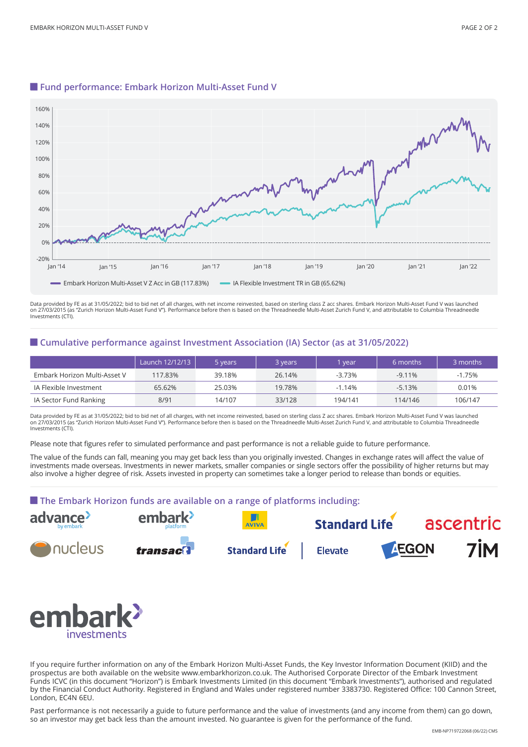## Fund performance: Embark Horizon Multi-Asset Fund V

160%
140%
120%
100%
80%
60%
40%
20%
0%
-20%

Jan '14 Jan '15 Jan '16 Jan '17 Jan '18 Jan '19 Jan '20 Jan '21 Jan '22

Embark Horizon Multi-Asset V Z Acc in GB (117.83%)
IA Flexible Investment TR in GB (65.62%)

Data provided by FE as at 31/05/2022; bid to bid net of all charges, with net income reinvested, based on sterling class Z acc shares. Embark Horizon Multi-Asset Fund V was launched on 27/03/2015 (as "Zurich Horizon Multi-Asset Fund V"). Performance before then is based on the Threadneedle Multi-Asset Zurich Fund V, and attributable to Columbia Threadneedle Investments (CTI).

## Cumulative performance against Investment Association (IA) Sector (as at 31/05/2022)

| | Launch 12/12/13 | 5 years | 3 years | 1 year | 6 months | 3 months |
|---|---|---|---|---|---|---|
| Embark Horizon Multi-Asset V | 117.83% | 39.18% | 26.14% | -3.73% | -9.11% | -1.75% |
| IA Flexible Investment | 65.62% | 25.03% | 19.78% | -1.14% | -5.13% | 0.01% |
| IA Sector Fund Ranking | 8/91 | 14/107 | 33/128 | 194/141 | 114/146 | 106/147 |

Data provided by FE as at 31/05/2022; bid to bid net of all charges, with net income reinvested, based on sterling class Z acc shares. Embark Horizon Multi-Asset Fund V was launched on 27/03/2015 (as "Zurich Horizon Multi-Asset Fund V"). Performance before then is based on the Threadneedle Multi-Asset Zurich Fund V, and attributable to Columbia Threadneedle Investments (CTI).

Please note that figures refer to simulated performance and past performance is not a reliable guide to future performance.

The value of the funds can fall, meaning you may get back less than you originally invested. Changes in exchange rates will affect the value of investments made overseas. Investments in newer markets, smaller companies or single sectors offer the possibility of higher returns but may also involve a higher degree of risk. Assets invested in property can sometimes take a longer period to release than bonds or equities.

## The Embark Horizon funds are available on a range of platforms including:

advance by embark, embark platform, AVIVA, Standard Life, ascentric, nucleus, transact, Standard Life | Elevate, AEGON, 7IM

embark investments

If you require further information on any of the Embark Horizon Multi-Asset Funds, the Key Investor Information Document (KIID) and the prospectus are both available on the website www.embarkhorizon.co.uk. The Authorised Corporate Director of the Embark Investment Funds ICVC (in this document "Horizon") is Embark Investments Limited (in this document "Embark Investments"), authorised and regulated by the Financial Conduct Authority. Registered in England and Wales under registered number 3383730. Registered Office: 100 Cannon Street, London, EC4N 6EU.

Past performance is not necessarily a guide to future performance and the value of investments (and any income from them) can go down, so an investor may get back less than the amount invested. No guarantee is given for the performance of the fund.

EMB-NP719722068 (06/22) CMS